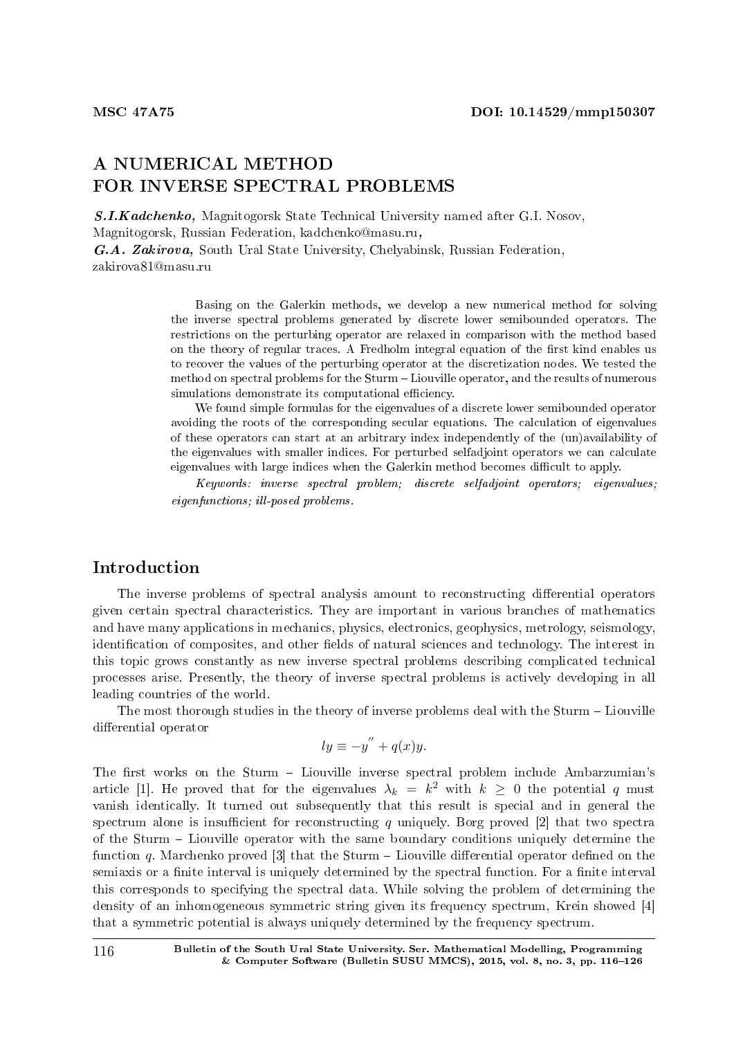MSC 47A75 DOI: 10.14529/mmp150307

# A NUMERICAL METHOD FOR INVERSE SPECTRAL PROBLEMS

***S.I.Kadchenko,*** Magnitogorsk State Technical University named after G.I. Nosov, Magnitogorsk, Russian Federation, kadchenko@masu.ru,
***G.A. Zakirova,*** South Ural State University, Chelyabinsk, Russian Federation, zakirova81@masu.ru

Basing on the Galerkin methods, we develop a new numerical method for solving the inverse spectral problems generated by discrete lower semibounded operators. The restrictions on the perturbing operator are relaxed in comparison with the method based on the theory of regular traces. A Fredholm integral equation of the first kind enables us to recover the values of the perturbing operator at the discretization nodes. We tested the method on spectral problems for the Sturm – Liouville operator, and the results of numerous simulations demonstrate its computational efficiency.

We found simple formulas for the eigenvalues of a discrete lower semibounded operator avoiding the roots of the corresponding secular equations. The calculation of eigenvalues of these operators can start at an arbitrary index independently of the (un)availability of the eigenvalues with smaller indices. For perturbed selfadjoint operators we can calculate eigenvalues with large indices when the Galerkin method becomes difficult to apply.

*Keywords: inverse spectral problem; discrete selfadjoint operators; eigenvalues; eigenfunctions; ill-posed problems.*

## Introduction

The inverse problems of spectral analysis amount to reconstructing differential operators given certain spectral characteristics. They are important in various branches of mathematics and have many applications in mechanics, physics, electronics, geophysics, metrology, seismology, identification of composites, and other fields of natural sciences and technology. The interest in this topic grows constantly as new inverse spectral problems describing complicated technical processes arise. Presently, the theory of inverse spectral problems is actively developing in all leading countries of the world.

The most thorough studies in the theory of inverse problems deal with the Sturm – Liouville differential operator

$$ly \equiv -y'' + q(x)y.$$

The first works on the Sturm – Liouville inverse spectral problem include Ambarzumian's article [1]. He proved that for the eigenvalues $\lambda_k = k^2$ with $k \geq 0$ the potential $q$ must vanish identically. It turned out subsequently that this result is special and in general the spectrum alone is insufficient for reconstructing $q$ uniquely. Borg proved [2] that two spectra of the Sturm – Liouville operator with the same boundary conditions uniquely determine the function $q$. Marchenko proved [3] that the Sturm – Liouville differential operator defined on the semiaxis or a finite interval is uniquely determined by the spectral function. For a finite interval this corresponds to specifying the spectral data. While solving the problem of determining the density of an inhomogeneous symmetric string given its frequency spectrum, Krein showed [4] that a symmetric potential is always uniquely determined by the frequency spectrum.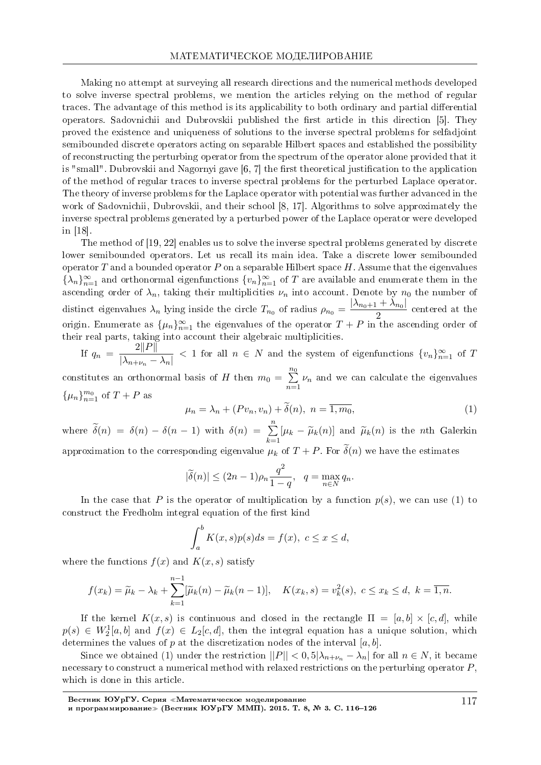Making no attempt at surveying all research directions and the numerical methods developed to solve inverse spectral problems, we mention the articles relying on the method of regular traces. The advantage of this method is its applicability to both ordinary and partial differential operators. Sadovnichii and Dubrovskii published the first article in this direction [5]. They proved the existence and uniqueness of solutions to the inverse spectral problems for selfadjoint semibounded discrete operators acting on separable Hilbert spaces and established the possibility of reconstructing the perturbing operator from the spectrum of the operator alone provided that it is "small". Dubrovskii and Nagornyi gave [6, 7] the first theoretical justification to the application of the method of regular traces to inverse spectral problems for the perturbed Laplace operator. The theory of inverse problems for the Laplace operator with potential was further advanced in the work of Sadovnichii, Dubrovskii, and their school [8, 17]. Algorithms to solve approximately the inverse spectral problems generated by a perturbed power of the Laplace operator were developed in [18].

The method of [19, 22] enables us to solve the inverse spectral problems generated by discrete lower semibounded operators. Let us recall its main idea. Take a discrete lower semibounded operator $T$ and a bounded operator $P$ on a separable Hilbert space $H$. Assume that the eigenvalues $\{\lambda_n\}_{n=1}^{\infty}$ and orthonormal eigenfunctions $\{v_n\}_{n=1}^{\infty}$ of $T$ are available and enumerate them in the ascending order of $\lambda_n$, taking their multiplicities $\nu_n$ into account. Denote by $n_0$ the number of distinct eigenvalues $\lambda_n$ lying inside the circle $T_{n_0}$ of radius $\rho_{n_0} = \dfrac{|\lambda_{n_0+1} + \lambda_{n_0}|}{2}$ centered at the origin. Enumerate as $\{\mu_n\}_{n=1}^{\infty}$ the eigenvalues of the operator $T+P$ in the ascending order of their real parts, taking into account their algebraic multiplicities.

If $q_n = \dfrac{2\|P\|}{|\lambda_{n+\nu_n} - \lambda_n|} < 1$ for all $n \in N$ and the system of eigenfunctions $\{v_n\}_{n=1}^{\infty}$ of $T$ constitutes an orthonormal basis of $H$ then $m_0 = \sum\limits_{n=1}^{n_0} \nu_n$ and we can calculate the eigenvalues $\{\mu_n\}_{n=1}^{m_0}$ of $T+P$ as

$$\mu_n = \lambda_n + (Pv_n, v_n) + \widetilde{\delta}(n),\ n = \overline{1, m_0}, \tag{1}$$

where $\widetilde{\delta}(n) = \delta(n) - \delta(n-1)$ with $\delta(n) = \sum\limits_{k=1}^{n} [\mu_k - \widetilde{\mu}_k(n)]$ and $\widetilde{\mu}_k(n)$ is the $n$th Galerkin approximation to the corresponding eigenvalue $\mu_k$ of $T+P$. For $\widetilde{\delta}(n)$ we have the estimates

$$|\widetilde{\delta}(n)| \leq (2n-1)\rho_n \frac{q^2}{1-q}, \quad q = \max_{n \in N} q_n.$$

In the case that $P$ is the operator of multiplication by a function $p(s)$, we can use (1) to construct the Fredholm integral equation of the first kind

$$\int_a^b K(x,s)p(s)ds = f(x),\ c \leq x \leq d,$$

where the functions $f(x)$ and $K(x,s)$ satisfy

$$f(x_k) = \widetilde{\mu}_k - \lambda_k + \sum_{k=1}^{n-1} [\widetilde{\mu}_k(n) - \widetilde{\mu}_k(n-1)], \quad K(x_k, s) = v_k^2(s),\ c \leq x_k \leq d,\ k = \overline{1, n}.$$

If the kernel $K(x,s)$ is continuous and closed in the rectangle $\Pi = [a,b] \times [c,d]$, while $p(s) \in W_2^1[a,b]$ and $f(x) \in L_2[c,d]$, then the integral equation has a unique solution, which determines the values of $p$ at the discretization nodes of the interval $[a,b]$.

Since we obtained (1) under the restriction $||P|| < 0,5|\lambda_{n+\nu_n} - \lambda_n|$ for all $n \in N$, it became necessary to construct a numerical method with relaxed restrictions on the perturbing operator $P$, which is done in this article.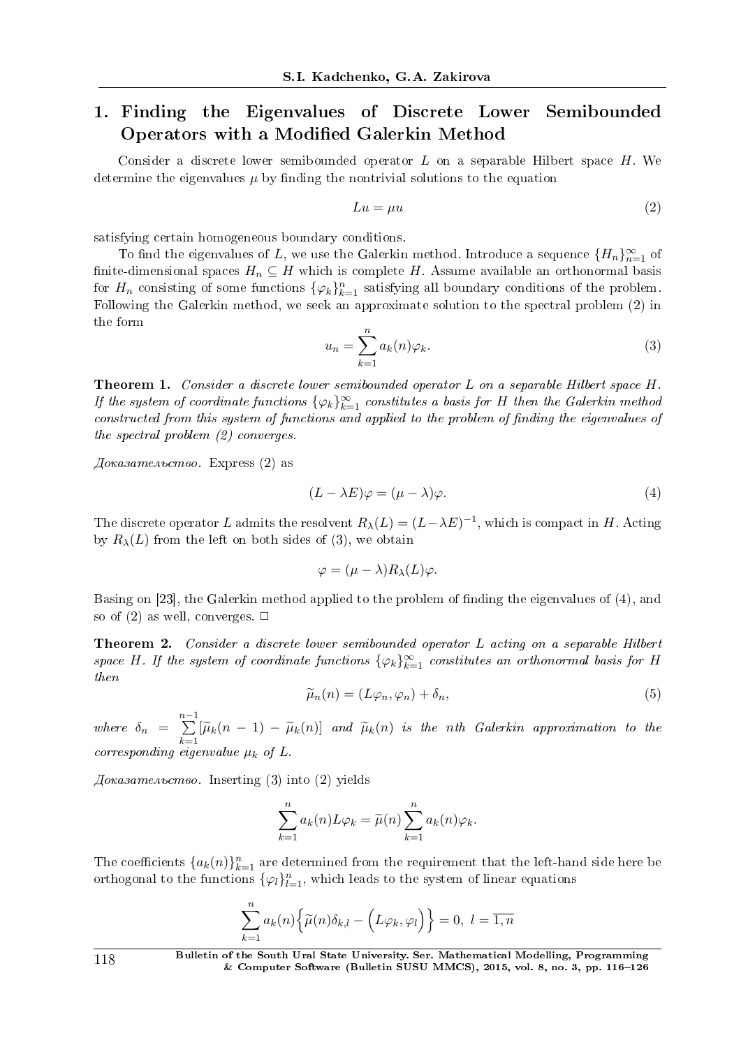## 1. Finding the Eigenvalues of Discrete Lower Semibounded Operators with a Modified Galerkin Method

Consider a discrete lower semibounded operator $L$ on a separable Hilbert space $H$. We determine the eigenvalues $\mu$ by finding the nontrivial solutions to the equation

$$Lu = \mu u \tag{2}$$

satisfying certain homogeneous boundary conditions.

To find the eigenvalues of $L$, we use the Galerkin method. Introduce a sequence $\{H_n\}_{n=1}^{\infty}$ of finite-dimensional spaces $H_n \subseteq H$ which is complete $H$. Assume available an orthonormal basis for $H_n$ consisting of some functions $\{\varphi_k\}_{k=1}^{n}$ satisfying all boundary conditions of the problem. Following the Galerkin method, we seek an approximate solution to the spectral problem (2) in the form

$$u_n = \sum_{k=1}^{n} a_k(n)\varphi_k. \tag{3}$$

**Theorem 1.** *Consider a discrete lower semibounded operator $L$ on a separable Hilbert space $H$. If the system of coordinate functions $\{\varphi_k\}_{k=1}^{\infty}$ constitutes a basis for $H$ then the Galerkin method constructed from this system of functions and applied to the problem of finding the eigenvalues of the spectral problem (2) converges.*

*Доказательство.* Express (2) as

$$(L - \lambda E)\varphi = (\mu - \lambda)\varphi. \tag{4}$$

The discrete operator $L$ admits the resolvent $R_\lambda(L) = (L - \lambda E)^{-1}$, which is compact in $H$. Acting by $R_\lambda(L)$ from the left on both sides of (3), we obtain

$$\varphi = (\mu - \lambda)R_\lambda(L)\varphi.$$

Basing on [23], the Galerkin method applied to the problem of finding the eigenvalues of (4), and so of (2) as well, converges. □

**Theorem 2.** *Consider a discrete lower semibounded operator $L$ acting on a separable Hilbert space $H$. If the system of coordinate functions $\{\varphi_k\}_{k=1}^{\infty}$ constitutes an orthonormal basis for $H$ then*

$$\widetilde{\mu}_n(n) = (L\varphi_n, \varphi_n) + \delta_n, \tag{5}$$

*where $\delta_n = \sum_{k=1}^{n-1}[\widetilde{\mu}_k(n-1) - \widetilde{\mu}_k(n)]$ and $\widetilde{\mu}_k(n)$ is the $n$th Galerkin approximation to the corresponding eigenvalue $\mu_k$ of $L$.*

*Доказательство.* Inserting (3) into (2) yields

$$\sum_{k=1}^{n} a_k(n) L\varphi_k = \widetilde{\mu}(n) \sum_{k=1}^{n} a_k(n)\varphi_k.$$

The coefficients $\{a_k(n)\}_{k=1}^{n}$ are determined from the requirement that the left-hand side here be orthogonal to the functions $\{\varphi_l\}_{l=1}^{n}$, which leads to the system of linear equations

$$\sum_{k=1}^{n} a_k(n)\Big\{\widetilde{\mu}(n)\delta_{k,l} - \Big(L\varphi_k, \varphi_l\Big)\Big\} = 0, \ l = \overline{1,n}$$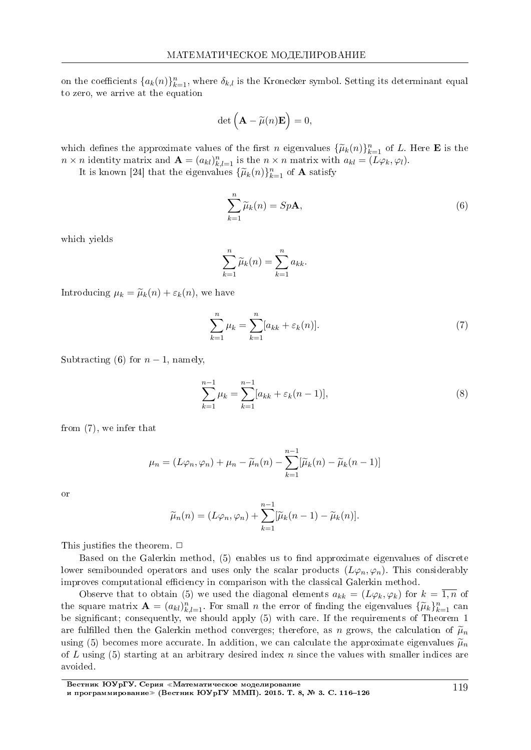on the coefficients $\{a_k(n)\}_{k=1}^n$, where $\delta_{k,l}$ is the Kronecker symbol. Setting its determinant equal to zero, we arrive at the equation

$$\det\Big(\mathbf{A} - \widetilde{\mu}(n)\mathbf{E}\Big) = 0,$$

which defines the approximate values of the first $n$ eigenvalues $\{\widetilde{\mu}_k(n)\}_{k=1}^n$ of $L$. Here $\mathbf{E}$ is the $n \times n$ identity matrix and $\mathbf{A} = (a_{kl})_{k,l=1}^n$ is the $n \times n$ matrix with $a_{kl} = (L\varphi_k, \varphi_l)$.

It is known [24] that the eigenvalues $\{\widetilde{\mu}_k(n)\}_{k=1}^n$ of $\mathbf{A}$ satisfy

$$\sum_{k=1}^{n} \widetilde{\mu}_k(n) = Sp\mathbf{A}, \tag{6}$$

which yields

$$\sum_{k=1}^{n} \widetilde{\mu}_k(n) = \sum_{k=1}^{n} a_{kk}.$$

Introducing $\mu_k = \widetilde{\mu}_k(n) + \varepsilon_k(n)$, we have

$$\sum_{k=1}^{n} \mu_k = \sum_{k=1}^{n} [a_{kk} + \varepsilon_k(n)]. \tag{7}$$

Subtracting (6) for $n-1$, namely,

$$\sum_{k=1}^{n-1} \mu_k = \sum_{k=1}^{n-1} [a_{kk} + \varepsilon_k(n-1)], \tag{8}$$

from (7), we infer that

$$\mu_n = (L\varphi_n, \varphi_n) + \mu_n - \widetilde{\mu}_n(n) - \sum_{k=1}^{n-1} [\widetilde{\mu}_k(n) - \widetilde{\mu}_k(n-1)]$$

or

$$\widetilde{\mu}_n(n) = (L\varphi_n, \varphi_n) + \sum_{k=1}^{n-1} [\widetilde{\mu}_k(n-1) - \widetilde{\mu}_k(n)].$$

This justifies the theorem. □

Based on the Galerkin method, (5) enables us to find approximate eigenvalues of discrete lower semibounded operators and uses only the scalar products $(L\varphi_n, \varphi_n)$. This considerably improves computational efficiency in comparison with the classical Galerkin method.

Observe that to obtain (5) we used the diagonal elements $a_{kk} = (L\varphi_k, \varphi_k)$ for $k = \overline{1, n}$ of the square matrix $\mathbf{A} = (a_{kl})_{k,l=1}^n$. For small $n$ the error of finding the eigenvalues $\{\widetilde{\mu}_k\}_{k=1}^n$ can be significant; consequently, we should apply (5) with care. If the requirements of Theorem 1 are fulfilled then the Galerkin method converges; therefore, as $n$ grows, the calculation of $\widetilde{\mu}_n$ using (5) becomes more accurate. In addition, we can calculate the approximate eigenvalues $\widetilde{\mu}_n$ of $L$ using (5) starting at an arbitrary desired index $n$ since the values with smaller indices are avoided.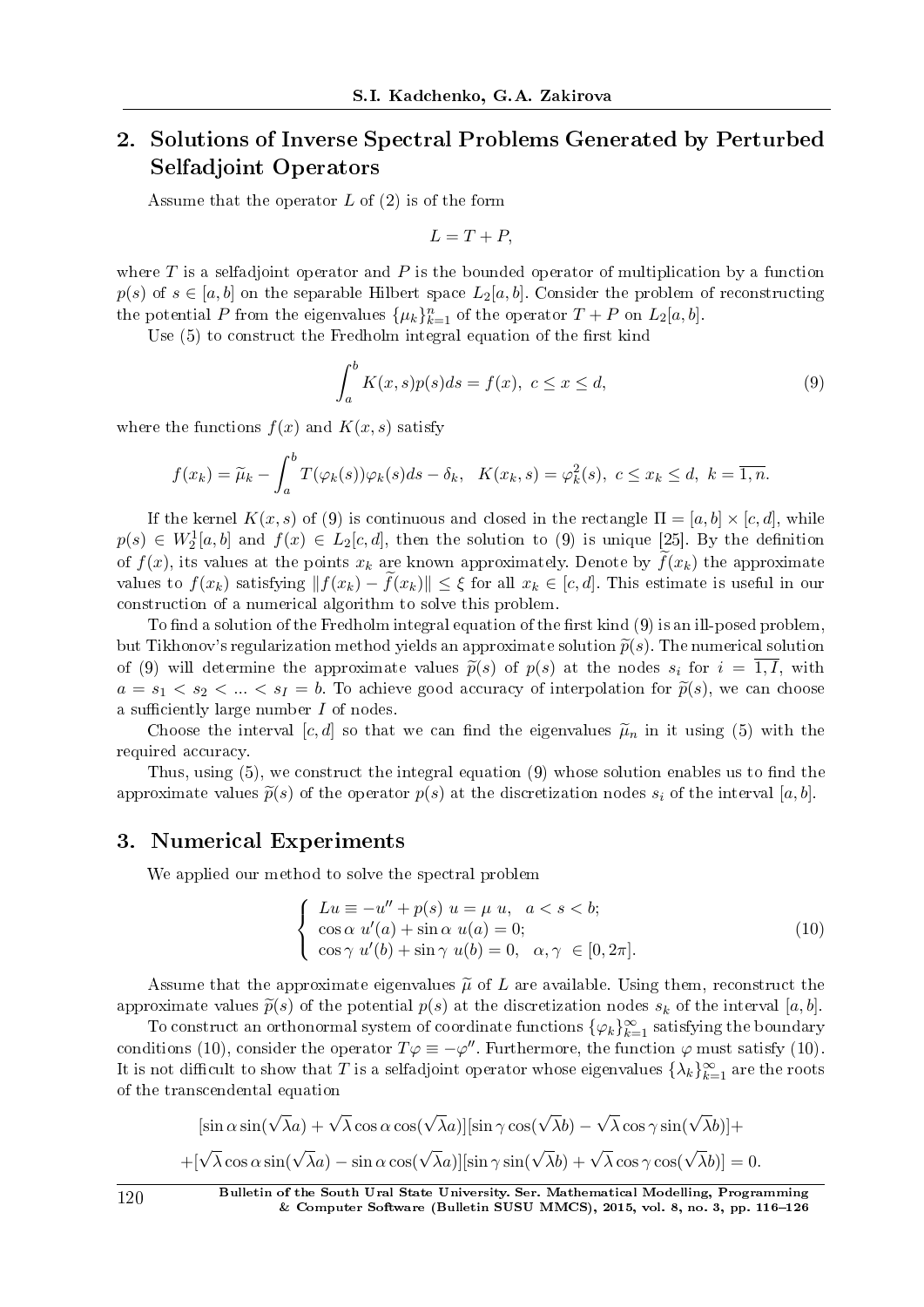## 2. Solutions of Inverse Spectral Problems Generated by Perturbed Selfadjoint Operators

Assume that the operator $L$ of (2) is of the form

$$L = T + P,$$

where $T$ is a selfadjoint operator and $P$ is the bounded operator of multiplication by a function $p(s)$ of $s \in [a, b]$ on the separable Hilbert space $L_2[a, b]$. Consider the problem of reconstructing the potential $P$ from the eigenvalues $\{\mu_k\}_{k=1}^{n}$ of the operator $T + P$ on $L_2[a, b]$.

Use (5) to construct the Fredholm integral equation of the first kind

$$\int_a^b K(x, s)p(s)ds = f(x), \ c \le x \le d, \tag{9}$$

where the functions $f(x)$ and $K(x, s)$ satisfy

$$f(x_k) = \widetilde{\mu}_k - \int_a^b T(\varphi_k(s))\varphi_k(s)ds - \delta_k, \quad K(x_k, s) = \varphi_k^2(s), \ c \le x_k \le d, \ k = \overline{1, n}.$$

If the kernel $K(x, s)$ of (9) is continuous and closed in the rectangle $\Pi = [a, b] \times [c, d]$, while $p(s) \in W_2^1[a, b]$ and $f(x) \in L_2[c, d]$, then the solution to (9) is unique [25]. By the definition of $f(x)$, its values at the points $x_k$ are known approximately. Denote by $\widetilde{f}(x_k)$ the approximate values to $f(x_k)$ satisfying $\|f(x_k) - \widetilde{f}(x_k)\| \le \xi$ for all $x_k \in [c, d]$. This estimate is useful in our construction of a numerical algorithm to solve this problem.

To find a solution of the Fredholm integral equation of the first kind (9) is an ill-posed problem, but Tikhonov's regularization method yields an approximate solution $\widetilde{p}(s)$. The numerical solution of (9) will determine the approximate values $\widetilde{p}(s)$ of $p(s)$ at the nodes $s_i$ for $i = \overline{1, I}$, with $a = s_1 < s_2 < ... < s_I = b$. To achieve good accuracy of interpolation for $\widetilde{p}(s)$, we can choose a sufficiently large number $I$ of nodes.

Choose the interval $[c, d]$ so that we can find the eigenvalues $\widetilde{\mu}_n$ in it using (5) with the required accuracy.

Thus, using (5), we construct the integral equation (9) whose solution enables us to find the approximate values $\widetilde{p}(s)$ of the operator $p(s)$ at the discretization nodes $s_i$ of the interval $[a, b]$.

## 3. Numerical Experiments

We applied our method to solve the spectral problem

$$\begin{cases} Lu \equiv -u'' + p(s)\ u = \mu\ u, \quad a < s < b; \\ \cos\alpha\ u'(a) + \sin\alpha\ u(a) = 0; \\ \cos\gamma\ u'(b) + \sin\gamma\ u(b) = 0, \quad \alpha, \gamma\ \in [0, 2\pi]. \end{cases} \tag{10}$$

Assume that the approximate eigenvalues $\widetilde{\mu}$ of $L$ are available. Using them, reconstruct the approximate values $\widetilde{p}(s)$ of the potential $p(s)$ at the discretization nodes $s_k$ of the interval $[a, b]$.

To construct an orthonormal system of coordinate functions $\{\varphi_k\}_{k=1}^{\infty}$ satisfying the boundary conditions (10), consider the operator $T\varphi \equiv -\varphi''$. Furthermore, the function $\varphi$ must satisfy (10). It is not difficult to show that $T$ is a selfadjoint operator whose eigenvalues $\{\lambda_k\}_{k=1}^{\infty}$ are the roots of the transcendental equation

$$[\sin\alpha \sin(\sqrt{\lambda}a) + \sqrt{\lambda}\cos\alpha\cos(\sqrt{\lambda}a)][\sin\gamma\cos(\sqrt{\lambda}b) - \sqrt{\lambda}\cos\gamma\sin(\sqrt{\lambda}b)] +$$

$$+ [\sqrt{\lambda}\cos\alpha\sin(\sqrt{\lambda}a) - \sin\alpha\cos(\sqrt{\lambda}a)][\sin\gamma\sin(\sqrt{\lambda}b) + \sqrt{\lambda}\cos\gamma\cos(\sqrt{\lambda}b)] = 0.$$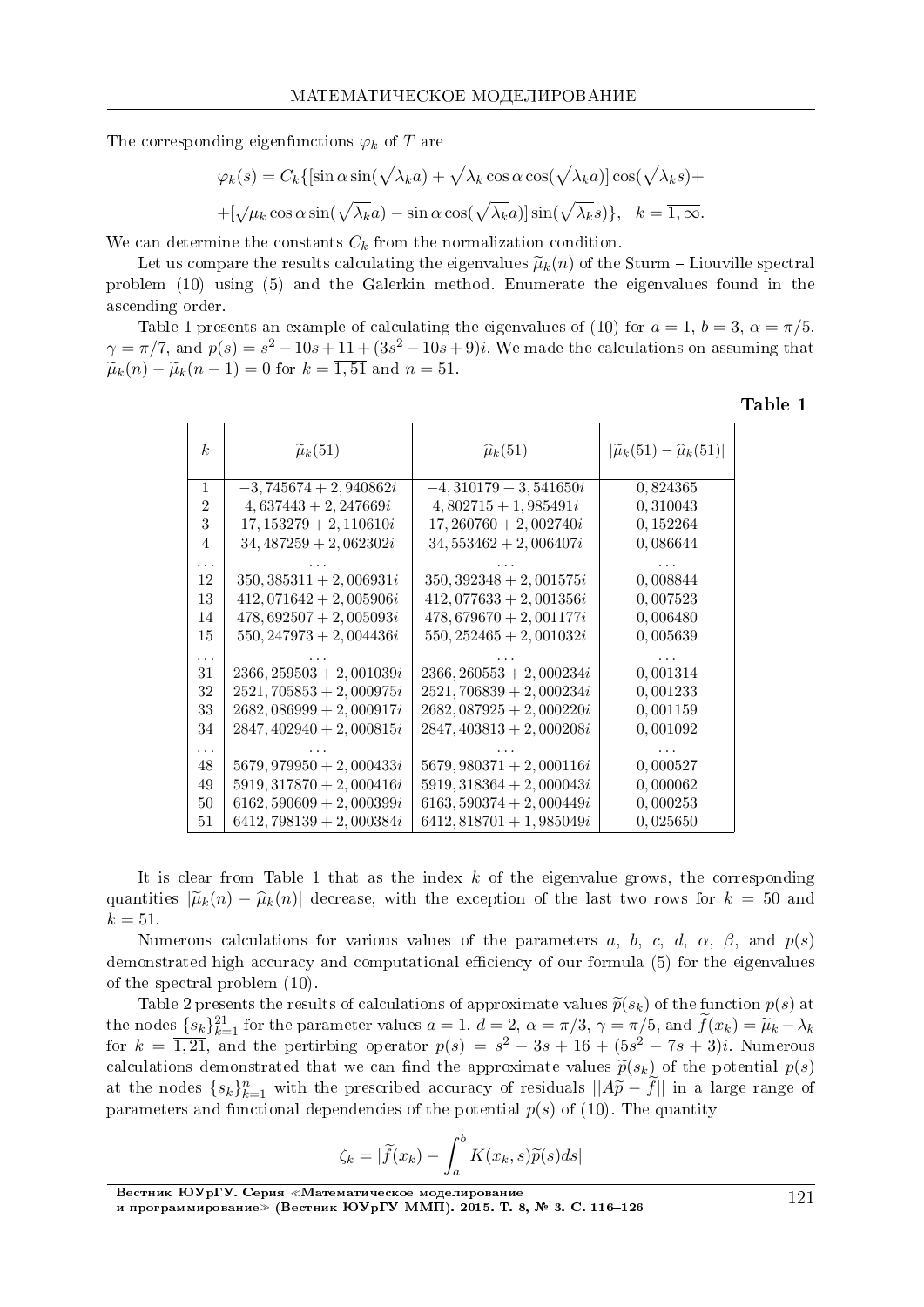The corresponding eigenfunctions $\varphi_k$ of $T$ are

$$\varphi_k(s) = C_k\{[\sin\alpha \sin(\sqrt{\lambda_k}a) + \sqrt{\lambda_k}\cos\alpha\cos(\sqrt{\lambda_k}a)]\cos(\sqrt{\lambda_k}s)+$$

$$+[\sqrt{\mu_k}\cos\alpha\sin(\sqrt{\lambda_k}a) - \sin\alpha\cos(\sqrt{\lambda_k}a)]\sin(\sqrt{\lambda_k}s)\}, \quad k=\overline{1,\infty}.$$

We can determine the constants $C_k$ from the normalization condition.

Let us compare the results calculating the eigenvalues $\widetilde{\mu}_k(n)$ of the Sturm – Liouville spectral problem (10) using (5) and the Galerkin method. Enumerate the eigenvalues found in the ascending order.

Table 1 presents an example of calculating the eigenvalues of (10) for $a = 1$, $b = 3$, $\alpha = \pi/5$, $\gamma = \pi/7$, and $p(s) = s^2 - 10s + 11 + (3s^2 - 10s + 9)i$. We made the calculations on assuming that $\widetilde{\mu}_k(n) - \widetilde{\mu}_k(n-1) = 0$ for $k = \overline{1,51}$ and $n = 51$.

**Table 1**

| $k$ | $\widetilde{\mu}_k(51)$ | $\widehat{\mu}_k(51)$ | $\lvert\widetilde{\mu}_k(51) - \widehat{\mu}_k(51)\rvert$ |
|---|---|---|---|
| 1 | $-3,745674 + 2,940862i$ | $-4,310179 + 3,541650i$ | $0,824365$ |
| 2 | $4,637443 + 2,247669i$ | $4,802715 + 1,985491i$ | $0,310043$ |
| 3 | $17,153279 + 2,110610i$ | $17,260760 + 2,002740i$ | $0,152264$ |
| 4 | $34,487259 + 2,062302i$ | $34,553462 + 2,006407i$ | $0,086644$ |
| ... | ... | ... | ... |
| 12 | $350,385311 + 2,006931i$ | $350,392348 + 2,001575i$ | $0,008844$ |
| 13 | $412,071642 + 2,005906i$ | $412,077633 + 2,001356i$ | $0,007523$ |
| 14 | $478,692507 + 2,005093i$ | $478,679670 + 2,001177i$ | $0,006480$ |
| 15 | $550,247973 + 2,004436i$ | $550,252465 + 2,001032i$ | $0,005639$ |
| ... | ... | ... | ... |
| 31 | $2366,259503 + 2,001039i$ | $2366,260553 + 2,000234i$ | $0,001314$ |
| 32 | $2521,705853 + 2,000975i$ | $2521,706839 + 2,000234i$ | $0,001233$ |
| 33 | $2682,086999 + 2,000917i$ | $2682,087925 + 2,000220i$ | $0,001159$ |
| 34 | $2847,402940 + 2,000815i$ | $2847,403813 + 2,000208i$ | $0,001092$ |
| ... | ... | ... | ... |
| 48 | $5679,979950 + 2,000433i$ | $5679,980371 + 2,000116i$ | $0,000527$ |
| 49 | $5919,317870 + 2,000416i$ | $5919,318364 + 2,000043i$ | $0,000062$ |
| 50 | $6162,590609 + 2,000399i$ | $6163,590374 + 2,000449i$ | $0,000253$ |
| 51 | $6412,798139 + 2,000384i$ | $6412,818701 + 1,985049i$ | $0,025650$ |

It is clear from Table 1 that as the index $k$ of the eigenvalue grows, the corresponding quantities $|\widetilde{\mu}_k(n) - \widehat{\mu}_k(n)|$ decrease, with the exception of the last two rows for $k = 50$ and $k = 51$.

Numerous calculations for various values of the parameters $a$, $b$, $c$, $d$, $\alpha$, $\beta$, and $p(s)$ demonstrated high accuracy and computational efficiency of our formula (5) for the eigenvalues of the spectral problem (10).

Table 2 presents the results of calculations of approximate values $\widetilde{p}(s_k)$ of the function $p(s)$ at the nodes $\{s_k\}_{k=1}^{21}$ for the parameter values $a = 1$, $d = 2$, $\alpha = \pi/3$, $\gamma = \pi/5$, and $\widetilde{f}(x_k) = \widetilde{\mu}_k - \lambda_k$ for $k = \overline{1,21}$, and the pertirbing operator $p(s) = s^2 - 3s + 16 + (5s^2 - 7s + 3)i$. Numerous calculations demonstrated that we can find the approximate values $\widetilde{p}(s_k)$ of the potential $p(s)$ at the nodes $\{s_k\}_{k=1}^{n}$ with the prescribed accuracy of residuals $||A\widetilde{p} - \widetilde{f}||$ in a large range of parameters and functional dependencies of the potential $p(s)$ of (10). The quantity

$$\zeta_k = |\widetilde{f}(x_k) - \int_a^b K(x_k, s)\widetilde{p}(s)ds|$$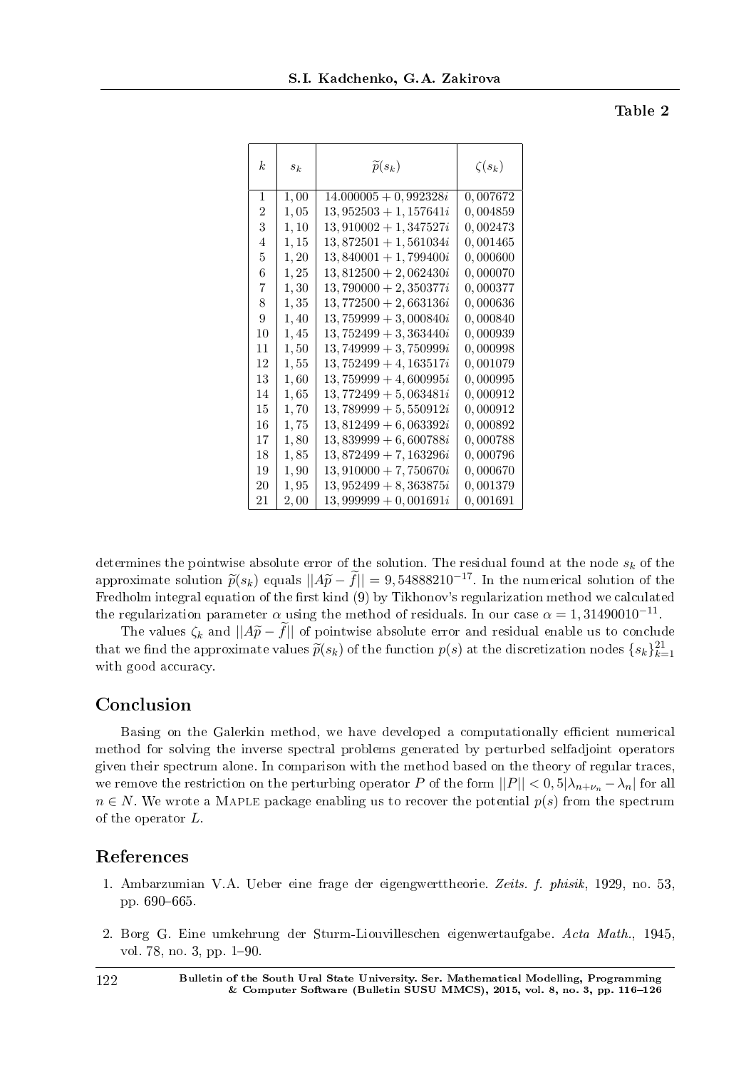Table 2

| $k$ | $s_k$ | $\widetilde{p}(s_k)$ | $\zeta(s_k)$ |
|---|---|---|---|
| 1 | 1,00 | $14.000005 + 0,992328i$ | 0,007672 |
| 2 | 1,05 | $13,952503 + 1,157641i$ | 0,004859 |
| 3 | 1,10 | $13,910002 + 1,347527i$ | 0,002473 |
| 4 | 1,15 | $13,872501 + 1,561034i$ | 0,001465 |
| 5 | 1,20 | $13,840001 + 1,799400i$ | 0,000600 |
| 6 | 1,25 | $13,812500 + 2,062430i$ | 0,000070 |
| 7 | 1,30 | $13,790000 + 2,350377i$ | 0,000377 |
| 8 | 1,35 | $13,772500 + 2,663136i$ | 0,000636 |
| 9 | 1,40 | $13,759999 + 3,000840i$ | 0,000840 |
| 10 | 1,45 | $13,752499 + 3,363440i$ | 0,000939 |
| 11 | 1,50 | $13,749999 + 3,750999i$ | 0,000998 |
| 12 | 1,55 | $13,752499 + 4,163517i$ | 0,001079 |
| 13 | 1,60 | $13,759999 + 4,600995i$ | 0,000995 |
| 14 | 1,65 | $13,772499 + 5,063481i$ | 0,000912 |
| 15 | 1,70 | $13,789999 + 5,550912i$ | 0,000912 |
| 16 | 1,75 | $13,812499 + 6,063392i$ | 0,000892 |
| 17 | 1,80 | $13,839999 + 6,600788i$ | 0,000788 |
| 18 | 1,85 | $13,872499 + 7,163296i$ | 0,000796 |
| 19 | 1,90 | $13,910000 + 7,750670i$ | 0,000670 |
| 20 | 1,95 | $13,952499 + 8,363875i$ | 0,001379 |
| 21 | 2,00 | $13,999999 + 0,001691i$ | 0,001691 |

determines the pointwise absolute error of the solution. The residual found at the node $s_k$ of the approximate solution $\widetilde{p}(s_k)$ equals $||A\widetilde{p} - \widetilde{f}|| = 9,54888210^{-17}$. In the numerical solution of the Fredholm integral equation of the first kind (9) by Tikhonov's regularization method we calculated the regularization parameter $\alpha$ using the method of residuals. In our case $\alpha = 1,31490010^{-11}$.

The values $\zeta_k$ and $||A\widetilde{p} - \widetilde{f}||$ of pointwise absolute error and residual enable us to conclude that we find the approximate values $\widetilde{p}(s_k)$ of the function $p(s)$ at the discretization nodes $\{s_k\}_{k=1}^{21}$ with good accuracy.

## Conclusion

Basing on the Galerkin method, we have developed a computationally efficient numerical method for solving the inverse spectral problems generated by perturbed selfadjoint operators given their spectrum alone. In comparison with the method based on the theory of regular traces, we remove the restriction on the perturbing operator $P$ of the form $||P|| < 0,5|\lambda_{n+\nu_n} - \lambda_n|$ for all $n \in N$. We wrote a MAPLE package enabling us to recover the potential $p(s)$ from the spectrum of the operator $L$.

## References

1. Ambarzumian V.A. Ueber eine frage der eigengwerttheorie. *Zeits. f. phisik*, 1929, no. 53, pp. 690–665.

2. Borg G. Eine umkehrung der Sturm-Liouvilleschen eigenwertaufgabe. *Acta Math.*, 1945, vol. 78, no. 3, pp. 1–90.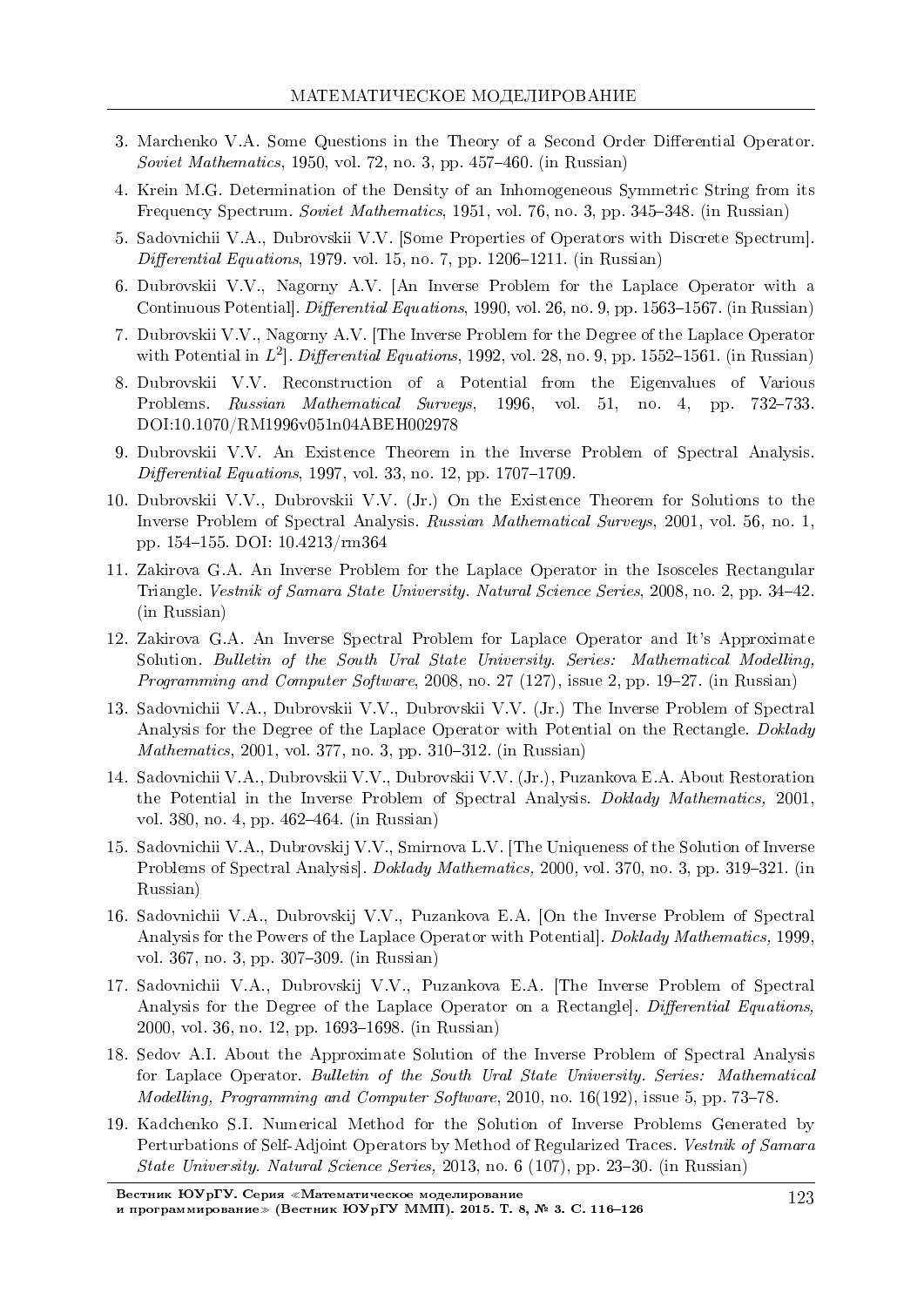3. Marchenko V.A. Some Questions in the Theory of a Second Order Differential Operator. *Soviet Mathematics*, 1950, vol. 72, no. 3, pp. 457–460. (in Russian)
4. Krein M.G. Determination of the Density of an Inhomogeneous Symmetric String from its Frequency Spectrum. *Soviet Mathematics*, 1951, vol. 76, no. 3, pp. 345–348. (in Russian)
5. Sadovnichii V.A., Dubrovskii V.V. [Some Properties of Operators with Discrete Spectrum]. *Differential Equations*, 1979. vol. 15, no. 7, pp. 1206–1211. (in Russian)
6. Dubrovskii V.V., Nagorny A.V. [An Inverse Problem for the Laplace Operator with a Continuous Potential]. *Differential Equations*, 1990, vol. 26, no. 9, pp. 1563–1567. (in Russian)
7. Dubrovskii V.V., Nagorny A.V. [The Inverse Problem for the Degree of the Laplace Operator with Potential in $L^2$]. *Differential Equations*, 1992, vol. 28, no. 9, pp. 1552–1561. (in Russian)
8. Dubrovskii V.V. Reconstruction of a Potential from the Eigenvalues of Various Problems. *Russian Mathematical Surveys*, 1996, vol. 51, no. 4, pp. 732–733. DOI:10.1070/RM1996v051n04ABEH002978
9. Dubrovskii V.V. An Existence Theorem in the Inverse Problem of Spectral Analysis. *Differential Equations*, 1997, vol. 33, no. 12, pp. 1707–1709.
10. Dubrovskii V.V., Dubrovskii V.V. (Jr.) On the Existence Theorem for Solutions to the Inverse Problem of Spectral Analysis. *Russian Mathematical Surveys*, 2001, vol. 56, no. 1, pp. 154–155. DOI: 10.4213/rm364
11. Zakirova G.A. An Inverse Problem for the Laplace Operator in the Isosceles Rectangular Triangle. *Vestnik of Samara State University. Natural Science Series*, 2008, no. 2, pp. 34–42. (in Russian)
12. Zakirova G.A. An Inverse Spectral Problem for Laplace Operator and It's Approximate Solution. *Bulletin of the South Ural State University. Series: Mathematical Modelling, Programming and Computer Software*, 2008, no. 27 (127), issue 2, pp. 19–27. (in Russian)
13. Sadovnichii V.A., Dubrovskii V.V., Dubrovskii V.V. (Jr.) The Inverse Problem of Spectral Analysis for the Degree of the Laplace Operator with Potential on the Rectangle. *Doklady Mathematics*, 2001, vol. 377, no. 3, pp. 310–312. (in Russian)
14. Sadovnichii V.A., Dubrovskii V.V., Dubrovskii V.V. (Jr.), Puzankova E.A. About Restoration the Potential in the Inverse Problem of Spectral Analysis. *Doklady Mathematics,* 2001, vol. 380, no. 4, pp. 462–464. (in Russian)
15. Sadovnichii V.A., Dubrovskij V.V., Smirnova L.V. [The Uniqueness of the Solution of Inverse Problems of Spectral Analysis]. *Doklady Mathematics,* 2000, vol. 370, no. 3, pp. 319–321. (in Russian)
16. Sadovnichii V.A., Dubrovskij V.V., Puzankova E.A. [On the Inverse Problem of Spectral Analysis for the Powers of the Laplace Operator with Potential]. *Doklady Mathematics,* 1999, vol. 367, no. 3, pp. 307–309. (in Russian)
17. Sadovnichii V.A., Dubrovskij V.V., Puzankova E.A. [The Inverse Problem of Spectral Analysis for the Degree of the Laplace Operator on a Rectangle]. *Differential Equations,* 2000, vol. 36, no. 12, pp. 1693–1698. (in Russian)
18. Sedov A.I. About the Approximate Solution of the Inverse Problem of Spectral Analysis for Laplace Operator. *Bulletin of the South Ural State University. Series: Mathematical Modelling, Programming and Computer Software*, 2010, no. 16(192), issue 5, pp. 73–78.
19. Kadchenko S.I. Numerical Method for the Solution of Inverse Problems Generated by Perturbations of Self-Adjoint Operators by Method of Regularized Traces. *Vestnik of Samara State University. Natural Science Series,* 2013, no. 6 (107), pp. 23–30. (in Russian)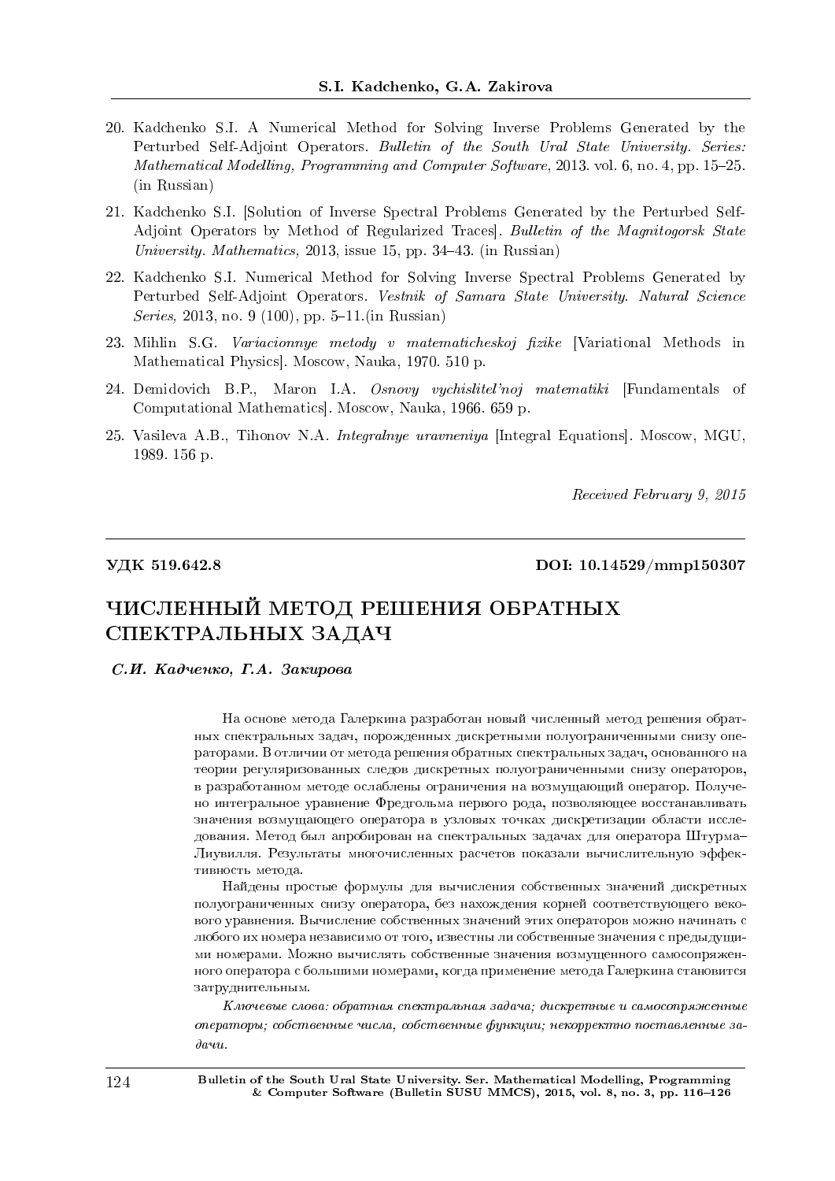20. Kadchenko S.I. A Numerical Method for Solving Inverse Problems Generated by the Perturbed Self-Adjoint Operators. *Bulletin of the South Ural State University. Series: Mathematical Modelling, Programming and Computer Software*, 2013. vol. 6, no. 4, pp. 15–25. (in Russian)

21. Kadchenko S.I. [Solution of Inverse Spectral Problems Generated by the Perturbed Self-Adjoint Operators by Method of Regularized Traces]. *Bulletin of the Magnitogorsk State University. Mathematics,* 2013, issue 15, pp. 34–43. (in Russian)

22. Kadchenko S.I. Numerical Method for Solving Inverse Spectral Problems Generated by Perturbed Self-Adjoint Operators. *Vestnik of Samara State University. Natural Science Series,* 2013, no. 9 (100), pp. 5–11.(in Russian)

23. Mihlin S.G. *Variacionnye metody v matematicheskoj fizike* [Variational Methods in Mathematical Physics]. Moscow, Nauka, 1970. 510 p.

24. Demidovich B.P., Maron I.A. *Osnovy vychislitel'noj matematiki* [Fundamentals of Computational Mathematics]. Moscow, Nauka, 1966. 659 p.

25. Vasileva A.B., Tihonov N.A. *Integralnye uravneniya* [Integral Equations]. Moscow, MGU, 1989. 156 p.

*Received February 9, 2015*

---

**УДК 519.642.8** **DOI: 10.14529/mmp150307**

# ЧИСЛЕННЫЙ МЕТОД РЕШЕНИЯ ОБРАТНЫХ СПЕКТРАЛЬНЫХ ЗАДАЧ

***С.И. Кадченко, Г.А. Закирова***

На основе метода Галеркина разработан новый численный метод решения обратных спектральных задач, порожденных дискретными полуограниченными снизу операторами. В отличии от метода решения обратных спектральных задач, основанного на теории регуляризованных следов дискретных полуограниченными снизу операторов, в разработанном методе ослаблены ограничения на возмущающий оператор. Получено интегральное уравнение Фредгольма первого рода, позволяющее восстанавливать значения возмущающего оператора в узловых точках дискретизации области исследования. Метод был апробирован на спектральных задачах для оператора Штурма–Лиувилля. Результаты многочисленных расчетов показали вычислительную эффективность метода.

Найдены простые формулы для вычисления собственных значений дискретных полуограниченных снизу оператора, без нахождения корней соответствующего векового уравнения. Вычисление собственных значений этих операторов можно начинать с любого их номера независимо от того, известны ли собственные значения с предыдущими номерами. Можно вычислять собственные значения возмущенного самосопряженного оператора с большими номерами, когда применение метода Галеркина становится затруднительным.

*Ключевые слова: обратная спектральная задача; дискретные и самосопряженные операторы; собственные числа, собственные функции; некорректно поставленные задачи.*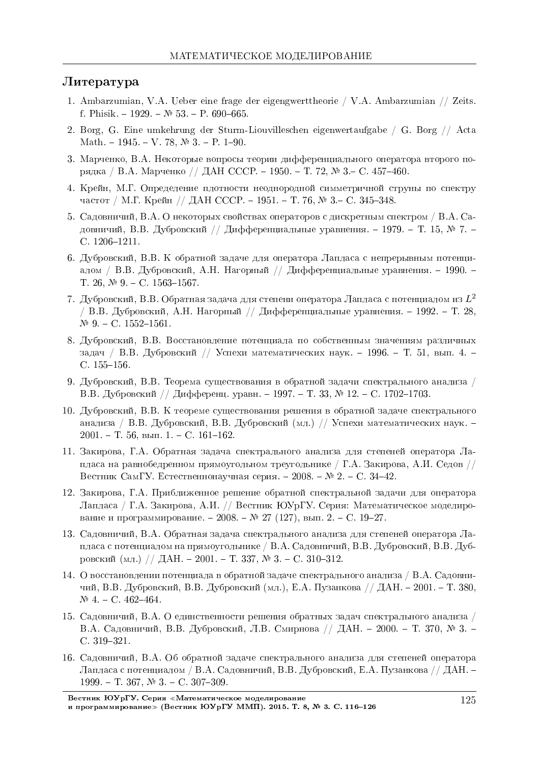## Литература

1. Ambarzumian, V.A. Ueber eine frage der eigengwerttheorie / V.A. Ambarzumian // Zeits. f. Phisik. – 1929. – № 53. – P. 690–665.
2. Borg, G. Eine umkehrung der Sturm-Liouvilleschen eigenwertaufgabe / G. Borg // Acta Math. – 1945. – V. 78, № 3. – P. 1–90.
3. Марченко, В.А. Некоторые вопросы теории дифференциального оператора второго порядка / В.А. Марченко // ДАН СССР. – 1950. – Т. 72, № 3.– С. 457–460.
4. Крейн, М.Г. Определение плотности неоднородной симметричной струны по спектру частот / М.Г. Крейн // ДАН СССР. – 1951. – Т. 76, № 3.– С. 345–348.
5. Садовничий, В.А. О некоторых свойствах операторов с дискретным спектром / В.А. Садовничий, В.В. Дубровский // Дифференциальные уравнения. – 1979. – Т. 15, № 7. – С. 1206–1211.
6. Дубровский, В.В. К обратной задаче для оператора Лапласа с непрерывным потенциалом / В.В. Дубровский, А.Н. Нагорный // Дифференциальные уравнения. – 1990. – Т. 26, № 9. – С. 1563–1567.
7. Дубровский, В.В. Обратная задача для степени оператора Лапласа с потенциалом из $L^2$ / В.В. Дубровский, А.Н. Нагорный // Дифференциальные уравнения. – 1992. – Т. 28, № 9. – С. 1552–1561.
8. Дубровский, В.В. Восстановление потенциала по собственным значениям различных задач / В.В. Дубровский // Успехи математических наук. – 1996. – Т. 51, вып. 4. – С. 155–156.
9. Дубровский, В.В. Теорема существования в обратной задачи спектрального анализа / В.В. Дубровский // Дифференц. уравн. – 1997. – Т. 33, № 12. – С. 1702–1703.
10. Дубровский, В.В. К теореме существования решения в обратной задаче спектрального анализа / В.В. Дубровский, В.В. Дубровский (мл.) // Успехи математических наук. – 2001. – Т. 56, вып. 1. – С. 161–162.
11. Закирова, Г.А. Обратная задача спектрального анализа для степеней оператора Лапласа на равнобедренном прямоугольном треугольнике / Г.А. Закирова, А.И. Седов // Вестник СамГУ. Естественнонаучная серия. – 2008. – № 2. – С. 34–42.
12. Закирова, Г.А. Приближенное решение обратной спектральной задачи для оператора Лапласа / Г.А. Закирова, А.И. // Вестник ЮУрГУ. Серия: Математическое моделирование и программирование. – 2008. – № 27 (127), вып. 2. – С. 19–27.
13. Садовничий, В.А. Обратная задача спектрального анализа для степеней оператора Лапласа с потенциалом на прямоугольнике / В.А. Садовничий, В.В. Дубровский, В.В. Дубровский (мл.) // ДАН. – 2001. – Т. 337, № 3. – С. 310–312.
14. О восстановлении потенциала в обратной задаче спектрального анализа / В.А. Садовничий, В.В. Дубровский, В.В. Дубровский (мл.), Е.А. Пузанкова // ДАН. – 2001. – Т. 380, № 4. – С. 462–464.
15. Садовничий, В.А. О единственности решения обратных задач спектрального анализа / В.А. Садовничий, В.В. Дубровский, Л.В. Смирнова // ДАН. – 2000. – Т. 370, № 3. – С. 319–321.
16. Садовничий, В.А. Об обратной задаче спектрального анализа для степеней оператора Лапласа с потенциалом / В.А. Садовничий, В.В. Дубровский, Е.А. Пузанкова // ДАН. – 1999. – Т. 367, № 3. – С. 307–309.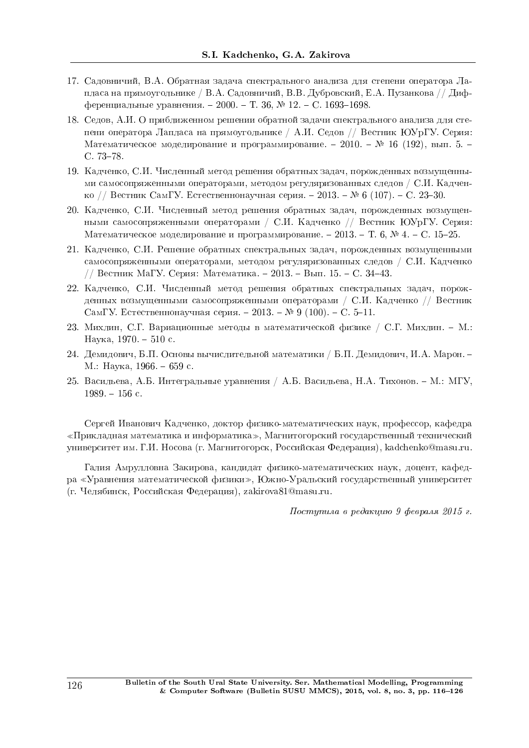17. Садовничий, В.А. Обратная задача спектрального анализа для степени оператора Лапласа на прямоугольнике / В.А. Садовничий, В.В. Дубровский, Е.А. Пузанкова // Дифференциальные уравнения. – 2000. – Т. 36, № 12. – С. 1693–1698.
18. Седов, А.И. О приближенном решении обратной задачи спектрального анализа для степени оператора Лапласа на прямоугольнике / А.И. Седов // Вестник ЮУрГУ. Серия: Математическое моделирование и программирование. – 2010. – № 16 (192), вып. 5. – С. 73–78.
19. Кадченко, С.И. Численный метод решения обратных задач, порожденных возмущенными самосопряженными операторами, методом регуляризованных следов / С.И. Кадченко // Вестник СамГУ. Естественнонаучная серия. – 2013. – № 6 (107). – С. 23–30.
20. Кадченко, С.И. Численный метод решения обратных задач, порожденных возмущенными самосопряженными операторами / С.И. Кадченко // Вестник ЮУрГУ. Серия: Математическое моделирование и программирование. – 2013. – Т. 6, № 4. – С. 15–25.
21. Кадченко, С.И. Решение обратных спектральных задач, порожденных возмущенными самосопряженными операторами, методом регуляризованных следов / С.И. Кадченко // Вестник МаГУ. Серия: Математика. – 2013. – Вып. 15. – С. 34–43.
22. Кадченко, С.И. Численный метод решения обратных спектральных задач, порожденных возмущенными самосопряженными операторами / С.И. Кадченко // Вестник СамГУ. Естественнонаучная серия. – 2013. – № 9 (100). – С. 5–11.
23. Михлин, С.Г. Вариационные методы в математической физике / С.Г. Михлин. – М.: Наука, 1970. – 510 с.
24. Демидович, Б.П. Основы вычислительной математики / Б.П. Демидович, И.А. Марон. – М.: Наука, 1966. – 659 с.
25. Васильева, А.Б. Интегральные уравнения / А.Б. Васильева, Н.А. Тихонов. – М.: МГУ, 1989. – 156 с.

Сергей Иванович Кадченко, доктор физико-математических наук, профессор, кафедра «Прикладная математика и информатика», Магнитогорский государственный технический университет им. Г.И. Носова (г. Магнитогорск, Российская Федерация), kadchenko@masu.ru.

Галия Амрулловна Закирова, кандидат физико-математических наук, доцент, кафедра «Уравнения математической физики», Южно-Уральский государственный университет (г. Челябинск, Российская Федерация), zakirova81@masu.ru.

*Поступила в редакцию 9 февраля 2015 г.*